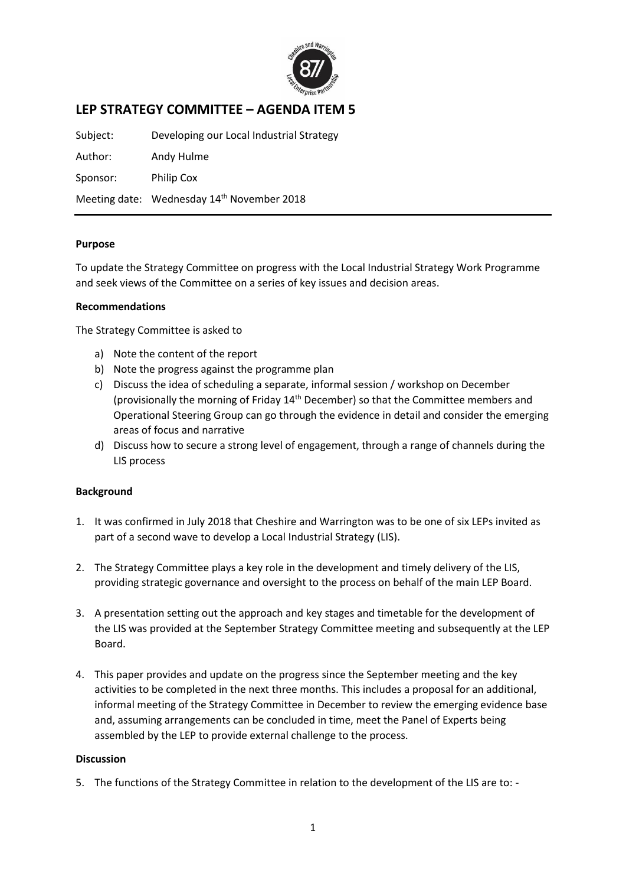# LEP STRATEGY COMMITTEE – AGENDA ITEM 5

Subject: Developing our Local Industrial Strategy

Author: Andy Hulme

Sponsor: Philip Cox

Meeting date: Wednesday 14th November 2018

**Purpose**

To update the Strategy Committee on progress with the Local Industrial Strategy Work Programme and seek views of the Committee on a series of key issues and decision areas.

**Recommendations**

The Strategy Committee is asked to

a) Note the content of the report
b) Note the progress against the programme plan
c) Discuss the idea of scheduling a separate, informal session / workshop on December (provisionally the morning of Friday 14th December) so that the Committee members and Operational Steering Group can go through the evidence in detail and consider the emerging areas of focus and narrative
d) Discuss how to secure a strong level of engagement, through a range of channels during the LIS process

**Background**

1. It was confirmed in July 2018 that Cheshire and Warrington was to be one of six LEPs invited as part of a second wave to develop a Local Industrial Strategy (LIS).

2. The Strategy Committee plays a key role in the development and timely delivery of the LIS, providing strategic governance and oversight to the process on behalf of the main LEP Board.

3. A presentation setting out the approach and key stages and timetable for the development of the LIS was provided at the September Strategy Committee meeting and subsequently at the LEP Board.

4. This paper provides and update on the progress since the September meeting and the key activities to be completed in the next three months. This includes a proposal for an additional, informal meeting of the Strategy Committee in December to review the emerging evidence base and, assuming arrangements can be concluded in time, meet the Panel of Experts being assembled by the LEP to provide external challenge to the process.

**Discussion**

5. The functions of the Strategy Committee in relation to the development of the LIS are to: -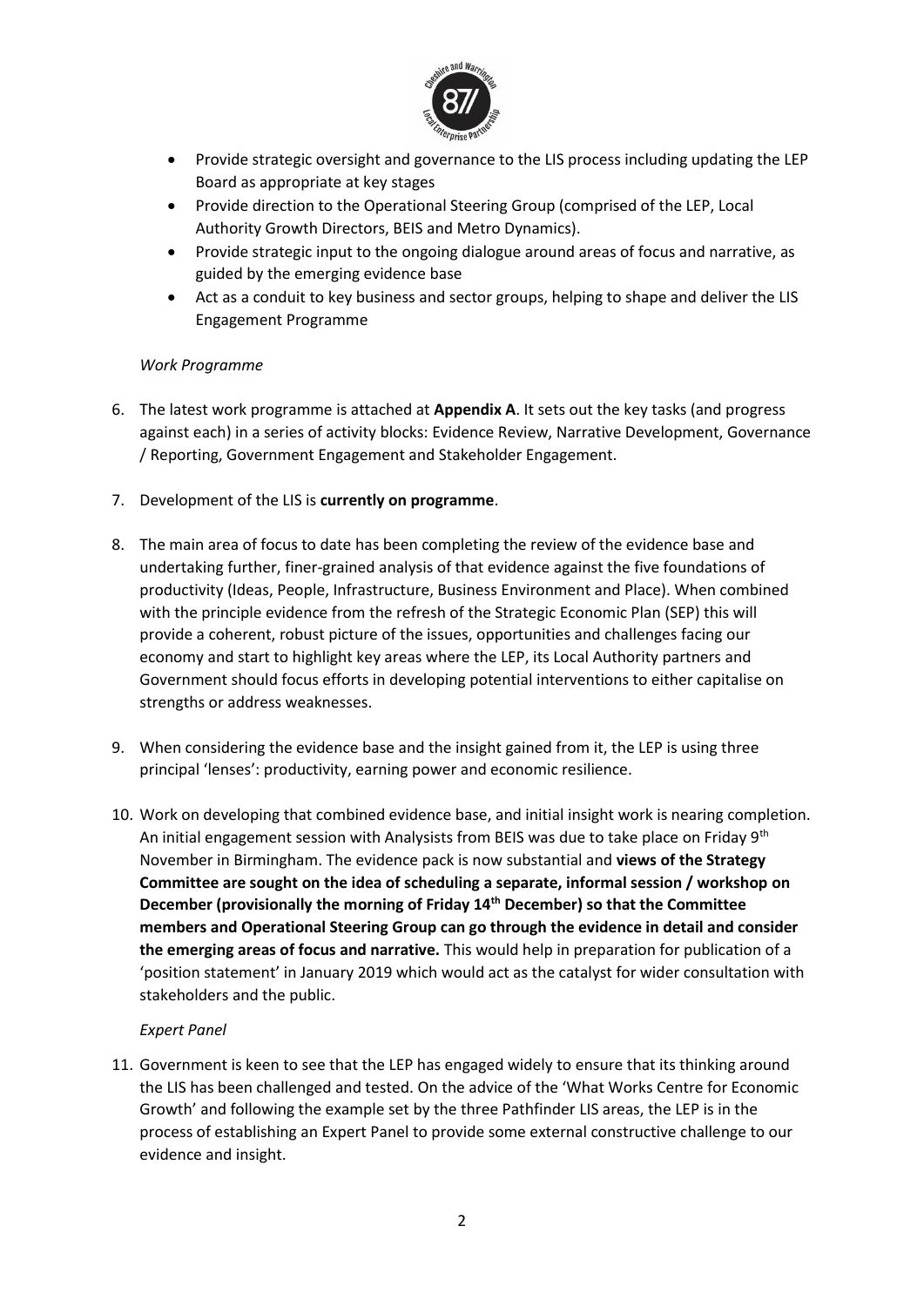- Provide strategic oversight and governance to the LIS process including updating the LEP Board as appropriate at key stages
- Provide direction to the Operational Steering Group (comprised of the LEP, Local Authority Growth Directors, BEIS and Metro Dynamics).
- Provide strategic input to the ongoing dialogue around areas of focus and narrative, as guided by the emerging evidence base
- Act as a conduit to key business and sector groups, helping to shape and deliver the LIS Engagement Programme

*Work Programme*

6. The latest work programme is attached at **Appendix A**. It sets out the key tasks (and progress against each) in a series of activity blocks: Evidence Review, Narrative Development, Governance / Reporting, Government Engagement and Stakeholder Engagement.

7. Development of the LIS is **currently on programme**.

8. The main area of focus to date has been completing the review of the evidence base and undertaking further, finer-grained analysis of that evidence against the five foundations of productivity (Ideas, People, Infrastructure, Business Environment and Place). When combined with the principle evidence from the refresh of the Strategic Economic Plan (SEP) this will provide a coherent, robust picture of the issues, opportunities and challenges facing our economy and start to highlight key areas where the LEP, its Local Authority partners and Government should focus efforts in developing potential interventions to either capitalise on strengths or address weaknesses.

9. When considering the evidence base and the insight gained from it, the LEP is using three principal 'lenses': productivity, earning power and economic resilience.

10. Work on developing that combined evidence base, and initial insight work is nearing completion. An initial engagement session with Analysists from BEIS was due to take place on Friday 9th November in Birmingham. The evidence pack is now substantial and **views of the Strategy Committee are sought on the idea of scheduling a separate, informal session / workshop on December (provisionally the morning of Friday 14th December) so that the Committee members and Operational Steering Group can go through the evidence in detail and consider the emerging areas of focus and narrative.** This would help in preparation for publication of a 'position statement' in January 2019 which would act as the catalyst for wider consultation with stakeholders and the public.

*Expert Panel*

11. Government is keen to see that the LEP has engaged widely to ensure that its thinking around the LIS has been challenged and tested. On the advice of the 'What Works Centre for Economic Growth' and following the example set by the three Pathfinder LIS areas, the LEP is in the process of establishing an Expert Panel to provide some external constructive challenge to our evidence and insight.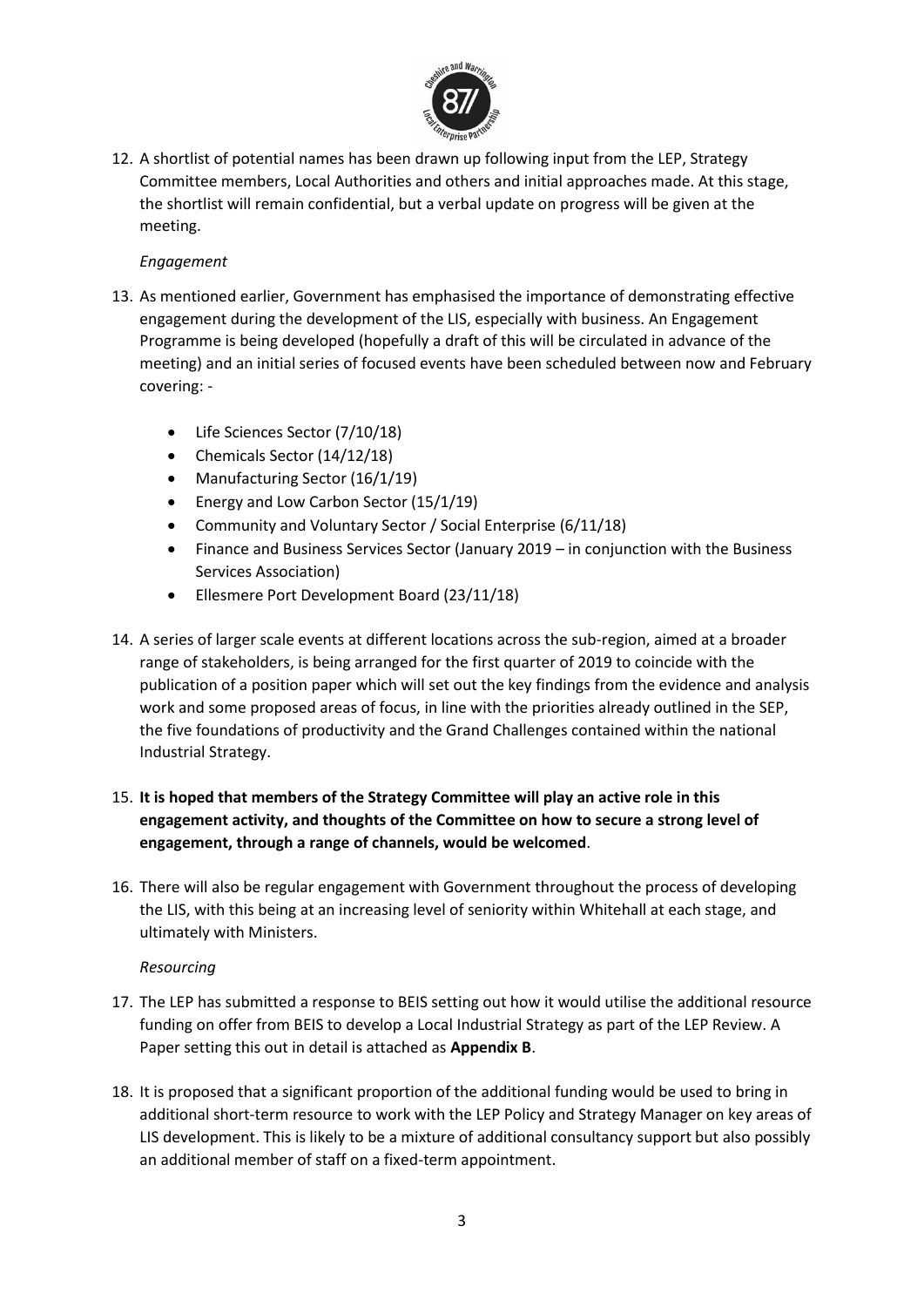12. A shortlist of potential names has been drawn up following input from the LEP, Strategy Committee members, Local Authorities and others and initial approaches made. At this stage, the shortlist will remain confidential, but a verbal update on progress will be given at the meeting.

*Engagement*

13. As mentioned earlier, Government has emphasised the importance of demonstrating effective engagement during the development of the LIS, especially with business. An Engagement Programme is being developed (hopefully a draft of this will be circulated in advance of the meeting) and an initial series of focused events have been scheduled between now and February covering: -

    - Life Sciences Sector (7/10/18)
    - Chemicals Sector (14/12/18)
    - Manufacturing Sector (16/1/19)
    - Energy and Low Carbon Sector (15/1/19)
    - Community and Voluntary Sector / Social Enterprise (6/11/18)
    - Finance and Business Services Sector (January 2019 – in conjunction with the Business Services Association)
    - Ellesmere Port Development Board (23/11/18)

14. A series of larger scale events at different locations across the sub-region, aimed at a broader range of stakeholders, is being arranged for the first quarter of 2019 to coincide with the publication of a position paper which will set out the key findings from the evidence and analysis work and some proposed areas of focus, in line with the priorities already outlined in the SEP, the five foundations of productivity and the Grand Challenges contained within the national Industrial Strategy.

15. **It is hoped that members of the Strategy Committee will play an active role in this engagement activity, and thoughts of the Committee on how to secure a strong level of engagement, through a range of channels, would be welcomed**.

16. There will also be regular engagement with Government throughout the process of developing the LIS, with this being at an increasing level of seniority within Whitehall at each stage, and ultimately with Ministers.

*Resourcing*

17. The LEP has submitted a response to BEIS setting out how it would utilise the additional resource funding on offer from BEIS to develop a Local Industrial Strategy as part of the LEP Review. A Paper setting this out in detail is attached as **Appendix B**.

18. It is proposed that a significant proportion of the additional funding would be used to bring in additional short-term resource to work with the LEP Policy and Strategy Manager on key areas of LIS development. This is likely to be a mixture of additional consultancy support but also possibly an additional member of staff on a fixed-term appointment.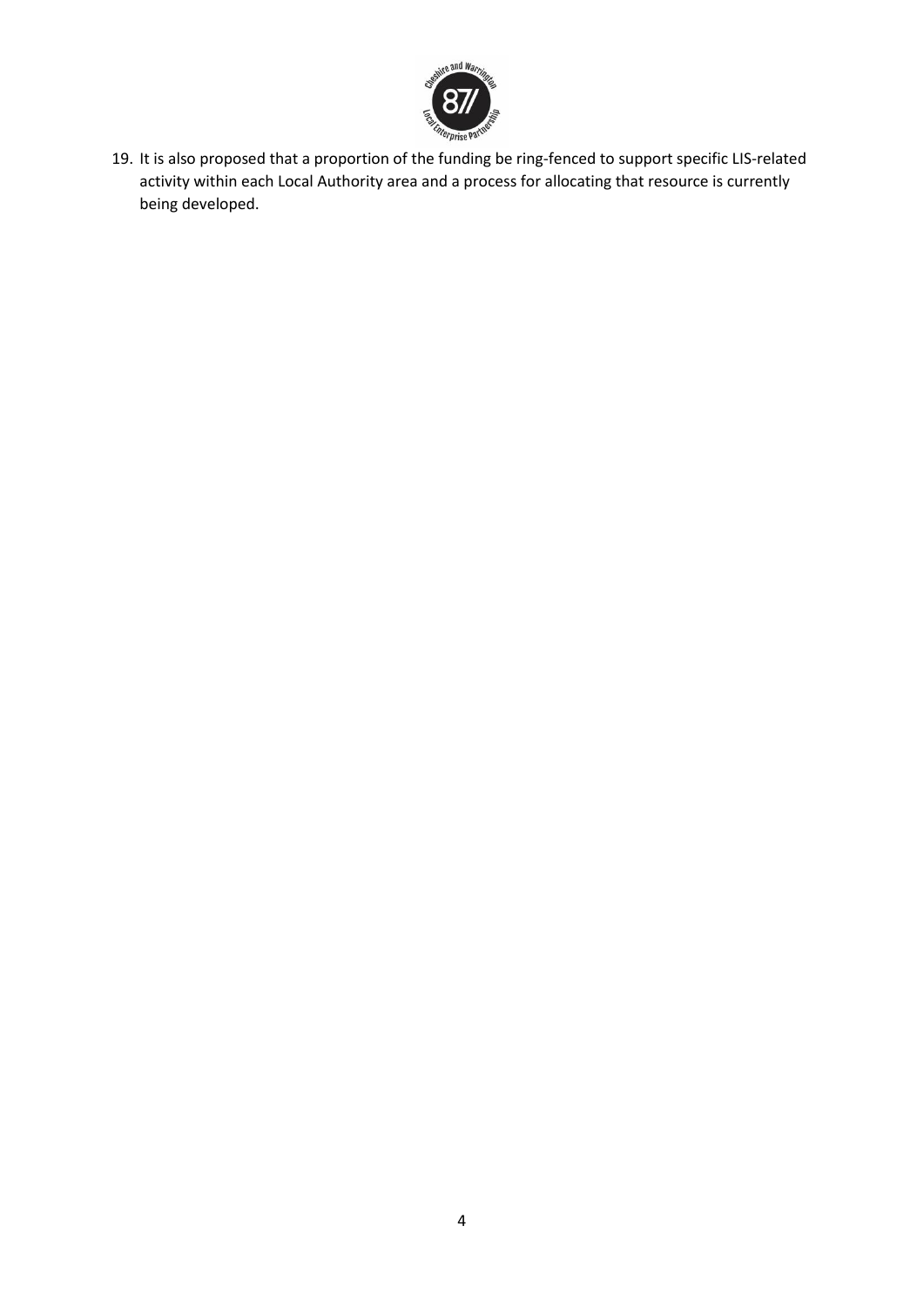19. It is also proposed that a proportion of the funding be ring-fenced to support specific LIS-related activity within each Local Authority area and a process for allocating that resource is currently being developed.